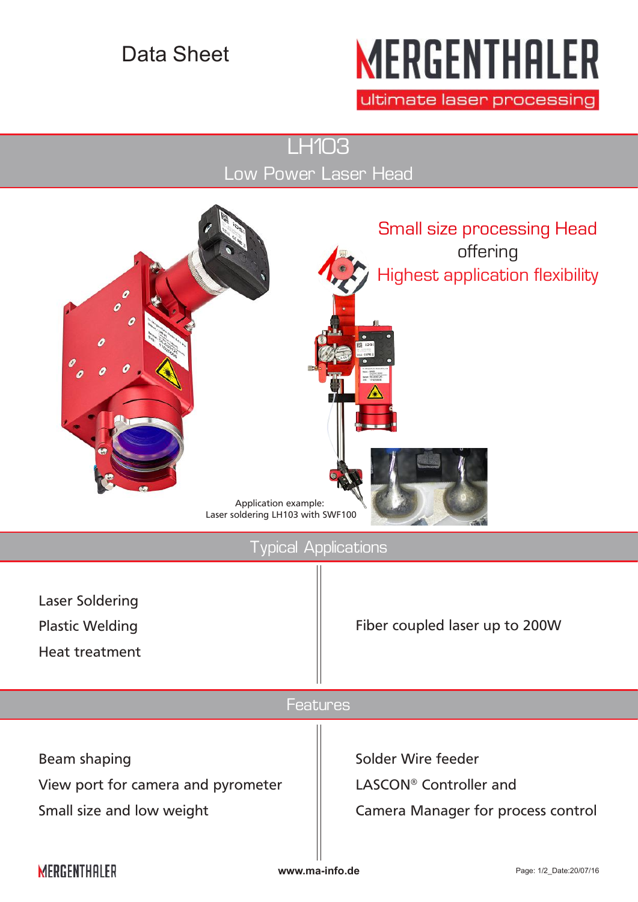Data Sheet

MERGENTHALER

ultimate laser processing

# LH103

## Low Power Laser Head

Small size processing Head offering Highest application flexibility

Application example:
Laser soldering LH103 with SWF100

## Typical Applications

Laser Soldering

Plastic Welding

Heat treatment

Fiber coupled laser up to 200W

## Features

Beam shaping

View port for camera and pyrometer

Small size and low weight

Solder Wire feeder

LASCON® Controller and

Camera Manager for process control

www.ma-info.de

Date:20/07/16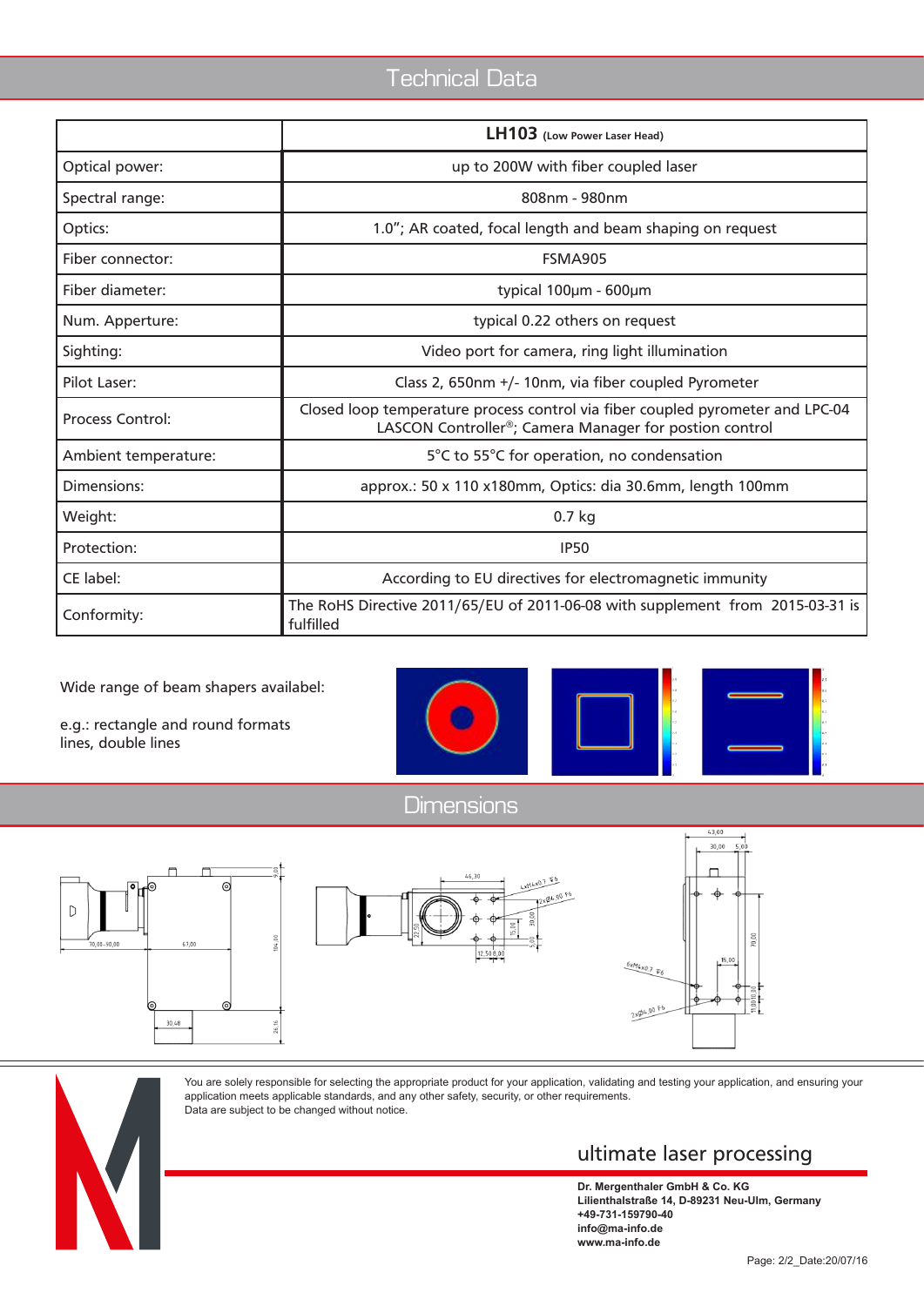# Technical Data

| | **LH103** (Low Power Laser Head) |
|---|---|
| Optical power: | up to 200W with fiber coupled laser |
| Spectral range: | 808nm - 980nm |
| Optics: | 1.0"; AR coated, focal length and beam shaping on request |
| Fiber connector: | FSMA905 |
| Fiber diameter: | typical 100µm - 600µm |
| Num. Apperture: | typical 0.22 others on request |
| Sighting: | Video port for camera, ring light illumination |
| Pilot Laser: | Class 2, 650nm +/- 10nm, via fiber coupled Pyrometer |
| Process Control: | Closed loop temperature process control via fiber coupled pyrometer and LPC-04 LASCON Controller®; Camera Manager for postion control |
| Ambient temperature: | 5°C to 55°C for operation, no condensation |
| Dimensions: | approx.: 50 x 110 x180mm, Optics: dia 30.6mm, length 100mm |
| Weight: | 0.7 kg |
| Protection: | IP50 |
| CE label: | According to EU directives for electromagnetic immunity |
| Conformity: | The RoHS Directive 2011/65/EU of 2011-06-08 with supplement from 2015-03-31 is fulfilled |

Wide range of beam shapers availabel:

e.g.: rectangle and round formats
lines, double lines

# Dimensions

70,00-90,00
67,00
30,48
9,00
104,80
26,16
46,30
4xM4x0,7 ⊽6
2xØ4,00 F6
27,50
15,00
39,00
5,00
12,50
8,00
43,00
30,00
5,00
70,00
15,00
6xM4x0,7 ⊽6
2xØ4,00 F6
11,00
10,00

You are solely responsible for selecting the appropriate product for your application, validating and testing your application, and ensuring your application meets applicable standards, and any other safety, security, or other requirements.
Data are subject to be changed without notice.

ultimate laser processing

**Dr. Mergenthaler GmbH & Co. KG**
**Lilienthalstraße 14, D-89231 Neu-Ulm, Germany**
**+49-731-159790-40**
**info@ma-info.de**
**www.ma-info.de**

Page: 2/2_Date:20/07/16